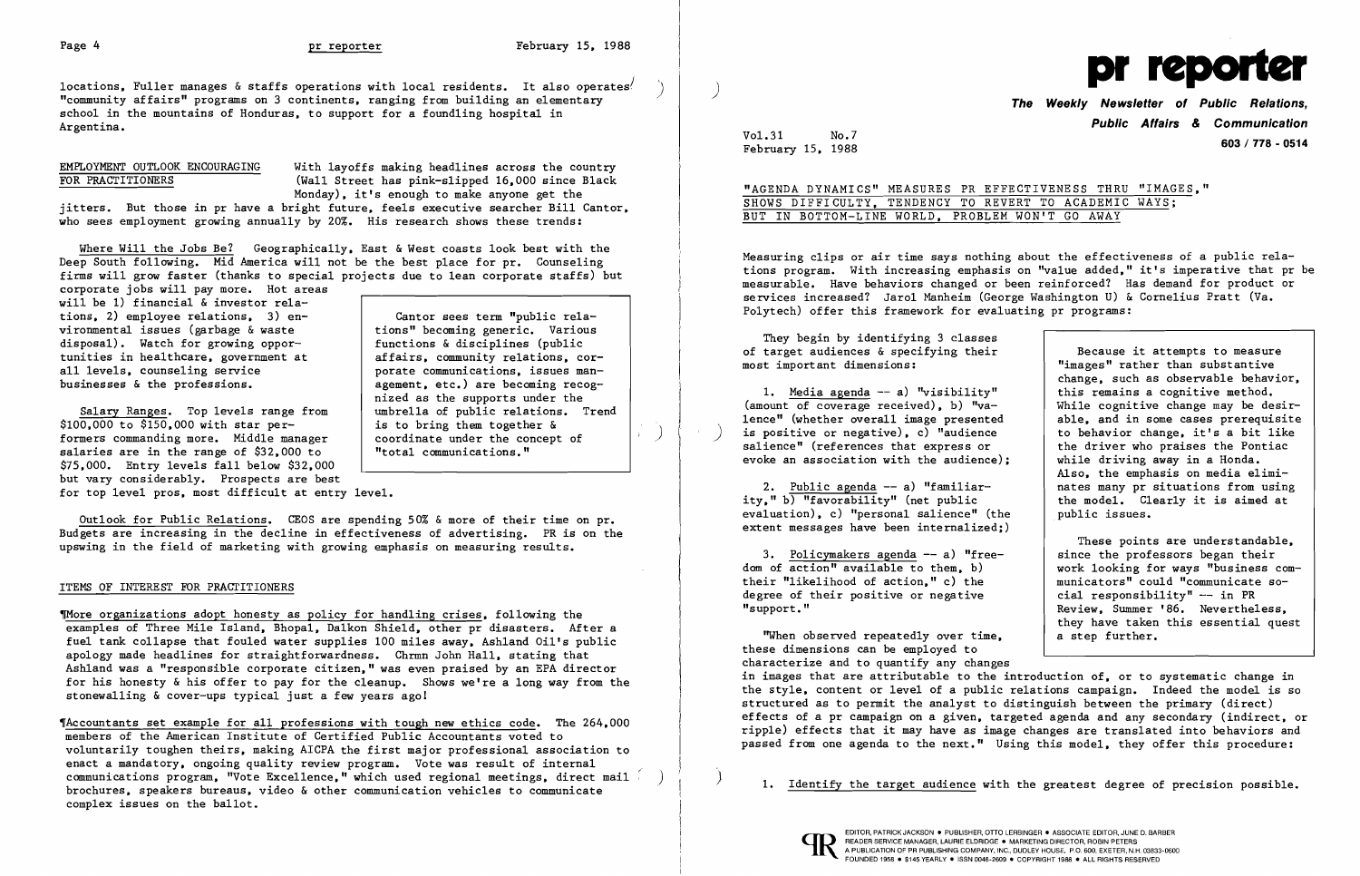locations, Fuller manages & staffs operations with local residents. It also operates "community affairs" programs on 3 continents, ranging from building an elementary school in the mountains of Honduras, to support for a foundling hospital in Argentina.

**EMPLOYMENT OUTLOOK ENCOURAGING FOR PRACTITIONERS** With layoffs making headlines across the country (Wall Street has pink-slipped 16,000 since Black Monday), it's enough to make anyone get the jitters. But those in pr have a bright future, feels executive searcher Bill Cantor, who sees employment growing annually by 20%. His research shows these trends:

Where Will the Jobs Be? Geographically, East & West coasts look best with the Deep South following. Mid America will not be the best place for pr. Counseling firms will grow faster (thanks to special projects due to lean corporate staffs) but corporate jobs will pay more. Hot areas will be 1) financial & investor relations, 2) employee relations, 3) environmental issues (garbage & waste disposal). Watch for growing opportunities in healthcare, government at all levels, counseling service businesses & the professions.

Salary Ranges. Top levels range from $100,000 to $150,000 with star performers commanding more. Middle manager salaries are in the range of $32,000 to $75,000. Entry levels fall below $32,000 but vary considerably. Prospects are best for top level pros, most difficult at entry level.

> Cantor sees term "public relations" becoming generic. Various functions & disciplines (public affairs, community relations, corporate communications, issues management, etc.) are becoming recognized as the supports under the umbrella of public relations. Trend is to bring them together & coordinate under the concept of "total communications."

Outlook for Public Relations. CEOS are spending 50% & more of their time on pr. Budgets are increasing in the decline in effectiveness of advertising. PR is on the upswing in the field of marketing with growing emphasis on measuring results.

## ITEMS OF INTEREST FOR PRACTITIONERS

¶More organizations adopt honesty as policy for handling crises, following the examples of Three Mile Island, Bhopal, Dalkon Shield, other pr disasters. After a fuel tank collapse that fouled water supplies 100 miles away, Ashland Oil's public apology made headlines for straightforwardness. Chrmn John Hall, stating that Ashland was a "responsible corporate citizen," was even praised by an EPA director for his honesty & his offer to pay for the cleanup. Shows we're a long way from the stonewalling & cover-ups typical just a few years ago!

¶Accountants set example for all professions with tough new ethics code. The 264,000 members of the American Institute of Certified Public Accountants voted to voluntarily toughen theirs, making AICPA the first major professional association to enact a mandatory, ongoing quality review program. Vote was result of internal communications program, "Vote Excellence," which used regional meetings, direct mail brochures, speakers bureaus, video & other communication vehicles to communicate complex issues on the ballot.

# pr reporter

**The Weekly Newsletter of Public Relations, Public Affairs & Communication**

603 / 778 - 0514

Vol.31 No.7
February 15, 1988

## "AGENDA DYNAMICS" MEASURES PR EFFECTIVENESS THRU "IMAGES," SHOWS DIFFICULTY, TENDENCY TO REVERT TO ACADEMIC WAYS; BUT IN BOTTOM-LINE WORLD, PROBLEM WON'T GO AWAY

Measuring clips or air time says nothing about the effectiveness of a public relations program. With increasing emphasis on "value added," it's imperative that pr be measurable. Have behaviors changed or been reinforced? Has demand for product or services increased? Jarol Manheim (George Washington U) & Cornelius Pratt (Va. Polytech) offer this framework for evaluating pr programs:

They begin by identifying 3 classes of target audiences & specifying their most important dimensions:

1. Media agenda -- a) "visibility" (amount of coverage received), b) "valence" (whether overall image presented is positive or negative), c) "audience salience" (references that express or evoke an association with the audience);

2. Public agenda -- a) "familiarity," b) "favorability" (net public evaluation), c) "personal salience" (the extent messages have been internalized;)

3. Policymakers agenda -- a) "freedom of action" available to them, b) their "likelihood of action," c) the degree of their positive or negative "support."

> Because it attempts to measure "images" rather than substantive change, such as observable behavior, this remains a cognitive method. While cognitive change may be desirable, and in some cases prerequisite to behavior change, it's a bit like the driver who praises the Pontiac while driving away in a Honda. Also, the emphasis on media eliminates many pr situations from using the model. Clearly it is aimed at public issues.
>
> These points are understandable, since the professors began their work looking for ways "business communicators" could "communicate social responsibility" -- in PR Review, Summer '86. Nevertheless, they have taken this essential quest a step further.

"When observed repeatedly over time, these dimensions can be employed to characterize and to quantify any changes in images that are attributable to the introduction of, or to systematic change in the style, content or level of a public relations campaign. Indeed the model is so structured as to permit the analyst to distinguish between the primary (direct) effects of a pr campaign on a given, targeted agenda and any secondary (indirect, or ripple) effects that it may have as image changes are translated into behaviors and passed from one agenda to the next." Using this model, they offer this procedure:

1. Identify the target audience with the greatest degree of precision possible.

EDITOR, PATRICK JACKSON • PUBLISHER, OTTO LERBINGER • ASSOCIATE EDITOR, JUNE D. BARBER
READER SERVICE MANAGER, LAURIE ELDRIDGE • MARKETING DIRECTOR, ROBIN PETERS
A PUBLICATION OF PR PUBLISHING COMPANY, INC., DUDLEY HOUSE, P.O. 600, EXETER, N.H. 03833-0600
FOUNDED 1958 • $145 YEARLY • ISSN 0048-2609 • COPYRIGHT 1988 • ALL RIGHTS RESERVED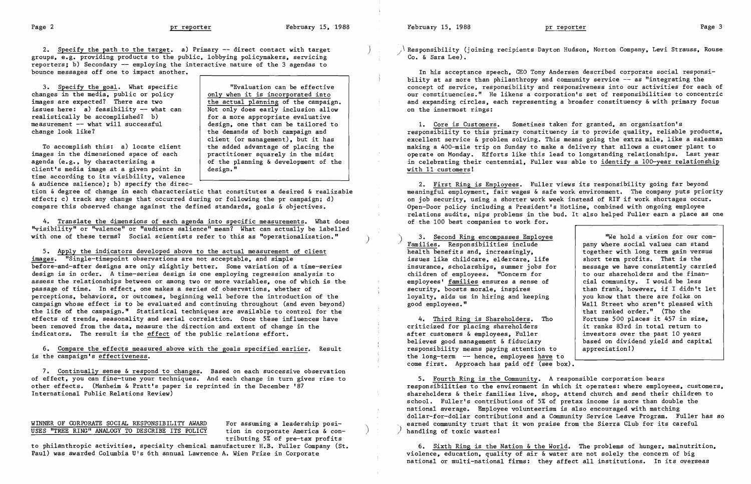2. Specify the path to the target. a) Primary -- direct contact with target groups, e.g. providing products to the public, lobbying policymakers, servicing reporters; b) Secondary -- employing the interactive nature of the 3 agendas to bounce messages off one to impact another.

3. Specify the goal. What specific changes in the media, public or policy images are expected? There are two issues here: a) feasibility -- what can realistically be accomplished? b) measurement -- what will successful change look like?

> "Evaluation can be effective only when it is incorporated into the actual planning of the campaign. Not only does early inclusion allow for a more appropriate evaluative design, one that can be tailored to the demands of both campaign and client (or management), but it has the added advantage of placing the practitioner squarely in the midst of the planning & development of the design."

To accomplish this: a) locate client images in the dimensioned space of each agenda (e.g., by characterizing a client's media image at a given point in time according to its visibility, valence & audience salience); b) specify the direction & degree of change in each characteristic that constitutes a desired & realizable effect; c) track any change that occurred during or following the pr campaign; d) compare this observed change against the defined standards, goals & objectives.

4. Translate the dimensions of each agenda into specific measurements. What does "visibility" or "valence" or "audience salience" mean? What can actually be labelled with one of these terms? Social scientists refer to this as "operationalization."

5. Apply the indicators developed above to the actual measurement of client images. "Single-timepoint observations are not acceptable, and simple before-and-after designs are only slightly better. Some variation of a time-series design is in order. A time-series design is one employing regression analysis to assess the relationships between or among two or more variables, one of which is the passage of time. In effect, one makes a series of observations, whether of perceptions, behaviors, or outcomes, beginning well before the introduction of the campaign whose effect is to be evaluated and continuing throughout (and even beyond) the life of the campaign." Statistical techniques are available to control for the effects of trends, seasonality and serial correlation. Once these influences have been removed from the data, measure the direction and extent of change in the indicators. The result is the effect of the public relations effort.

6. Compare the effects measured above with the goals specified earlier. Result is the campaign's effectiveness.

7. Continually sense & respond to changes. Based on each successive observation of effect, you can fine-tune your techniques. And each change in turn gives rise to other effects. (Manheim & Pratt's paper is reprinted in the December '87 International Public Relations Review)

## WINNER OF CORPORATE SOCIAL RESPONSIBILITY AWARD USES "TREE RING" ANALOGY TO DESCRIBE ITS POLICY

For assuming a leadership position in corporate America & contributing 5% of pre-tax profits to philanthropic activities, specialty chemical manufacturer H.B. Fuller Company (St. Paul) was awarded Columbia U's 6th annual Lawrence A. Wien Prize in Corporate Responsibility (joining recipients Dayton Hudson, Norton Company, Levi Strauss, Rouse Co. & Sara Lee).

In his acceptance speech, CEO Tony Andersen described corporate social responsibility at as more than philanthropy and community service -- as "integrating the concept of service, responsibility and responsiveness into our activities for each of our constituencies." He likens a corporation's set of responsibilities to concentric and expanding circles, each representing a broader constituency & with primary focus on the innermost rings:

1. Core is Customers. Sometimes taken for granted, an organization's responsibility to this primary constituency is to provide quality, reliable products, excellent service & problem solving. This means going the extra mile, like a salesman making a 400-mile trip on Sunday to make a delivery that allows a customer plant to operate on Monday. Efforts like this lead to longstanding relationships. Last year in celebrating their centennial, Fuller was able to identify a 100-year relationship with 11 customers!

2. First Ring is Employees. Fuller views its responsibility going far beyond meaningful employment, fair wages & safe work environment. The company puts priority on job security, using a shorter work week instead of RIF if work shortages occur. Open-Door policy including a President's Hotline, combined with ongoing employee relations audits, nips problems in the bud. It also helped Fuller earn a place as one of the 100 best companies to work for.

3. Second Ring encompasses Employee Families. Responsibilities include health benefits and, increasingly, issues like childcare, eldercare, life insurance, scholarships, summer jobs for children of employees. "Concern for employees' families ensures a sense of security, boosts morale, inspires loyalty, aids us in hiring and keeping good employees."

4. Third Ring is Shareholders. Tho criticized for placing shareholders after customers & employees, Fuller believes good management & fiduciary responsibility means paying attention to the long-term -- hence, employees have to come first. Approach has paid off (see box).

> "We hold a vision for our company where social values can stand together with long term gain versus short term profits. That is the message we have consistently carried to our shareholders and the financial community. I would be less than frank, however, if I didn't let you know that there are folks on Wall Street who aren't pleased with that ranked order." (Tho the Fortune 500 places it 457 in size, it ranks 83rd in total return to investors over the past 10 years based on dividend yield and capital appreciation!)

5. Fourth Ring is the Community. A responsible corporation bears responsibilities to the environment in which it operates: where employees, customers, shareholders & their families live, shop, attend church and send their children to school. Fuller's contributions of 5% of pretax income is more than double the national average. Employee volunteerism is also encouraged with matching dollar-for-dollar contributions and a Community Service Leave Program. Fuller has so earned community trust that it won praise from the Sierra Club for its careful handling of toxic wastes!

6. Sixth Ring is the Nation & the World. The problems of hunger, malnutrition, violence, education, quality of air & water are not solely the concern of big national or multi-national firms: they affect all institutions. In its overseas